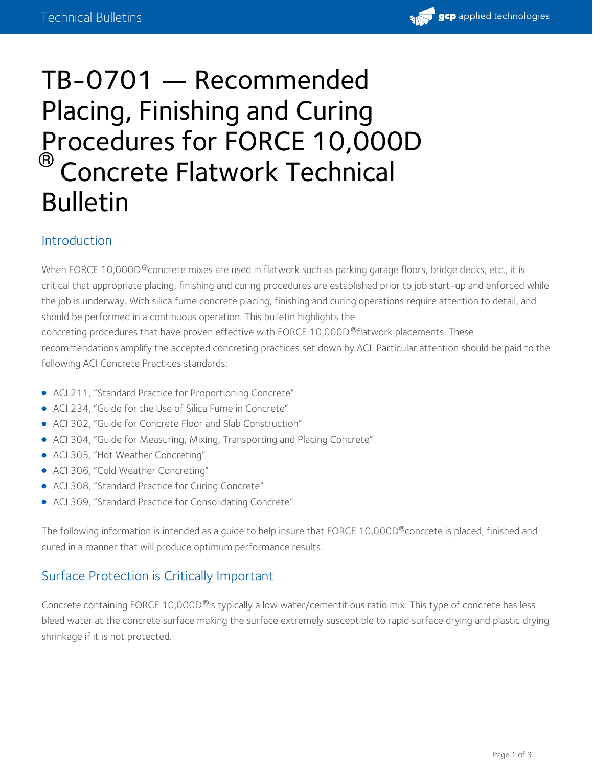# TB-0701 — Recommended Placing, Finishing and Curing Procedures for FORCE 10,000D® Concrete Flatwork Technical Bulletin

## Introduction

When FORCE 10,000D® concrete mixes are used in flatwork such as parking garage floors, bridge decks, etc., it is critical that appropriate placing, finishing and curing procedures are established prior to job start-up and enforced while the job is underway. With silica fume concrete placing, finishing and curing operations require attention to detail, and should be performed in a continuous operation. This bulletin highlights the concreting procedures that have proven effective with FORCE 10,000D® flatwork placements. These recommendations amplify the accepted concreting practices set down by ACI. Particular attention should be paid to the following ACI Concrete Practices standards:

- ACI 211, "Standard Practice for Proportioning Concrete"
- ACI 234, "Guide for the Use of Silica Fume in Concrete"
- ACI 302, "Guide for Concrete Floor and Slab Construction"
- ACI 304, "Guide for Measuring, Mixing, Transporting and Placing Concrete"
- ACI 305, "Hot Weather Concreting"
- ACI 306, "Cold Weather Concreting"
- ACI 308, "Standard Practice for Curing Concrete"
- ACI 309, "Standard Practice for Consolidating Concrete"

The following information is intended as a guide to help insure that FORCE 10,000D® concrete is placed, finished and cured in a manner that will produce optimum performance results.

## Surface Protection is Critically Important

Concrete containing FORCE 10,000D® is typically a low water/cementitious ratio mix. This type of concrete has less bleed water at the concrete surface making the surface extremely susceptible to rapid surface drying and plastic drying shrinkage if it is not protected.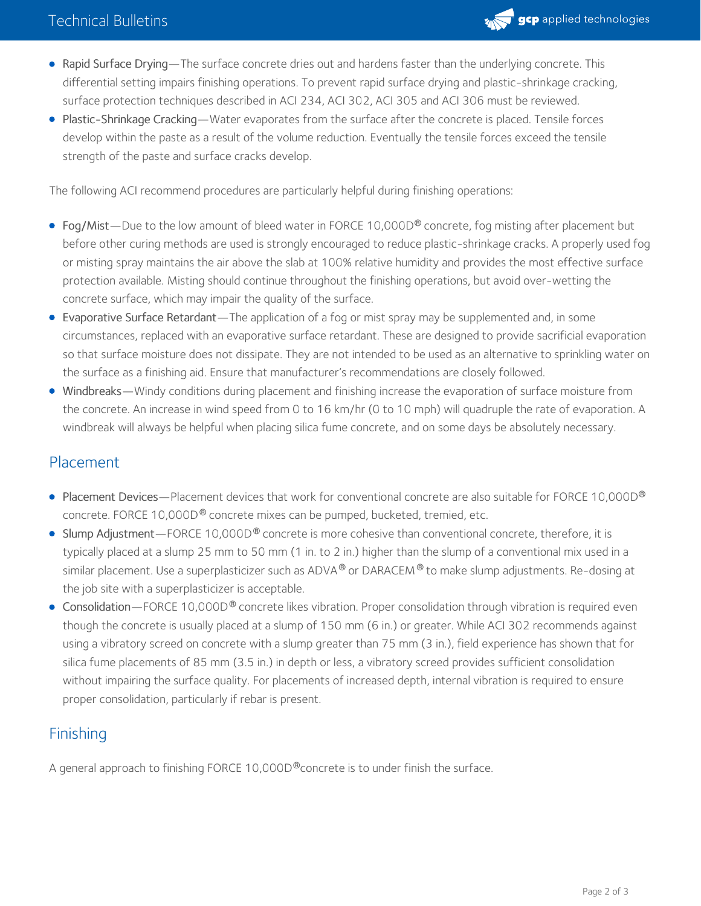- Rapid Surface Drying—The surface concrete dries out and hardens faster than the underlying concrete. This differential setting impairs finishing operations. To prevent rapid surface drying and plastic-shrinkage cracking, surface protection techniques described in ACI 234, ACI 302, ACI 305 and ACI 306 must be reviewed.
- Plastic-Shrinkage Cracking—Water evaporates from the surface after the concrete is placed. Tensile forces develop within the paste as a result of the volume reduction. Eventually the tensile forces exceed the tensile strength of the paste and surface cracks develop.

The following ACI recommend procedures are particularly helpful during finishing operations:

- Fog/Mist—Due to the low amount of bleed water in FORCE 10,000D® concrete, fog misting after placement but before other curing methods are used is strongly encouraged to reduce plastic-shrinkage cracks. A properly used fog or misting spray maintains the air above the slab at 100% relative humidity and provides the most effective surface protection available. Misting should continue throughout the finishing operations, but avoid over-wetting the concrete surface, which may impair the quality of the surface.
- Evaporative Surface Retardant—The application of a fog or mist spray may be supplemented and, in some circumstances, replaced with an evaporative surface retardant. These are designed to provide sacrificial evaporation so that surface moisture does not dissipate. They are not intended to be used as an alternative to sprinkling water on the surface as a finishing aid. Ensure that manufacturer's recommendations are closely followed.
- Windbreaks—Windy conditions during placement and finishing increase the evaporation of surface moisture from the concrete. An increase in wind speed from 0 to 16 km/hr (0 to 10 mph) will quadruple the rate of evaporation. A windbreak will always be helpful when placing silica fume concrete, and on some days be absolutely necessary.

## Placement

- Placement Devices—Placement devices that work for conventional concrete are also suitable for FORCE 10,000D® concrete. FORCE 10,000D® concrete mixes can be pumped, bucketed, tremied, etc.
- Slump Adjustment—FORCE 10,000D® concrete is more cohesive than conventional concrete, therefore, it is typically placed at a slump 25 mm to 50 mm (1 in. to 2 in.) higher than the slump of a conventional mix used in a similar placement. Use a superplasticizer such as ADVA® or DARACEM® to make slump adjustments. Re-dosing at the job site with a superplasticizer is acceptable.
- Consolidation—FORCE 10,000D® concrete likes vibration. Proper consolidation through vibration is required even though the concrete is usually placed at a slump of 150 mm (6 in.) or greater. While ACI 302 recommends against using a vibratory screed on concrete with a slump greater than 75 mm (3 in.), field experience has shown that for silica fume placements of 85 mm (3.5 in.) in depth or less, a vibratory screed provides sufficient consolidation without impairing the surface quality. For placements of increased depth, internal vibration is required to ensure proper consolidation, particularly if rebar is present.

## Finishing

A general approach to finishing FORCE 10,000D®concrete is to under finish the surface.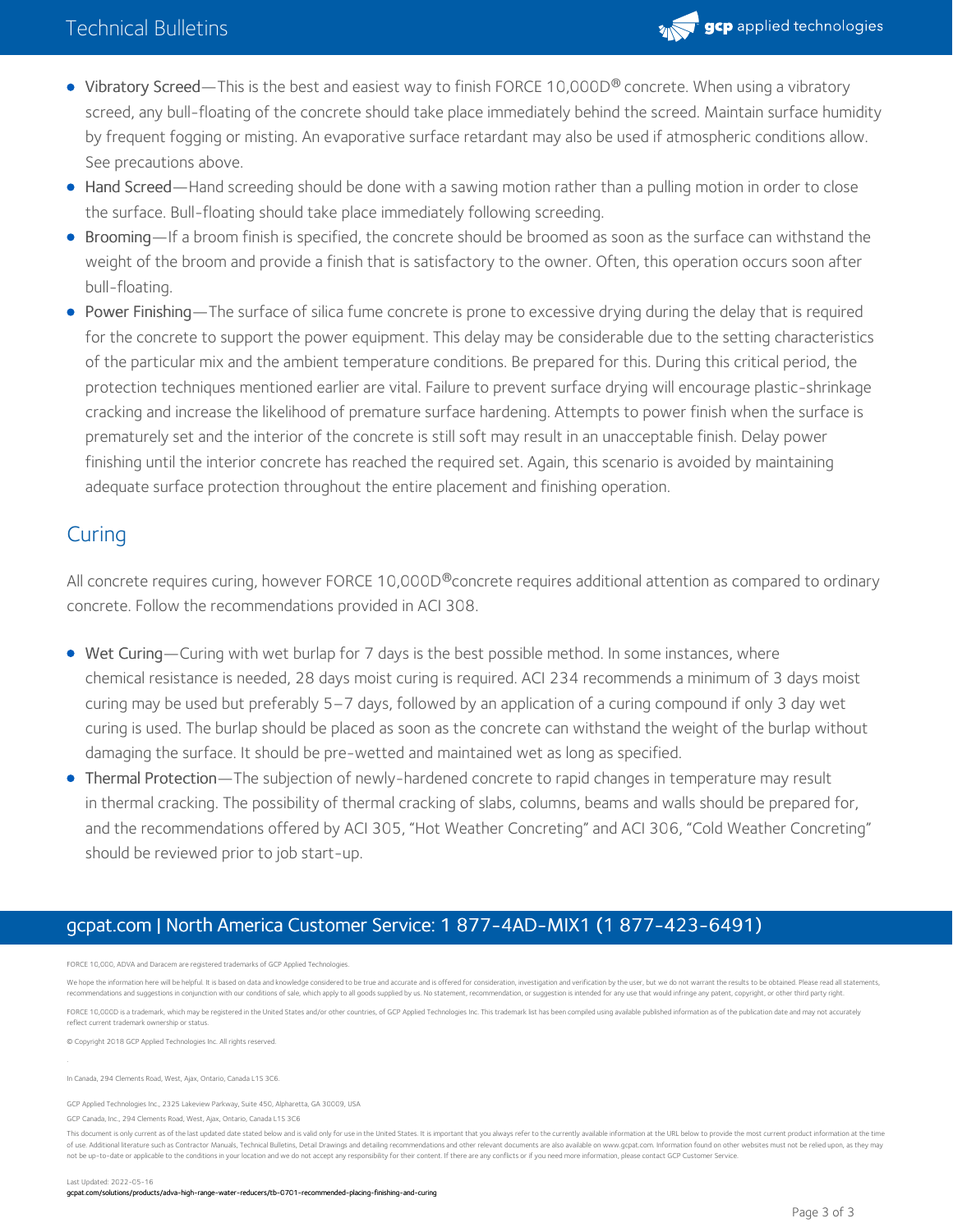- Vibratory Screed—This is the best and easiest way to finish FORCE 10,000D® concrete. When using a vibratory screed, any bull-floating of the concrete should take place immediately behind the screed. Maintain surface humidity by frequent fogging or misting. An evaporative surface retardant may also be used if atmospheric conditions allow. See precautions above.
- Hand Screed—Hand screeding should be done with a sawing motion rather than a pulling motion in order to close the surface. Bull-floating should take place immediately following screeding.
- Brooming—If a broom finish is specified, the concrete should be broomed as soon as the surface can withstand the weight of the broom and provide a finish that is satisfactory to the owner. Often, this operation occurs soon after bull-floating.
- Power Finishing—The surface of silica fume concrete is prone to excessive drying during the delay that is required for the concrete to support the power equipment. This delay may be considerable due to the setting characteristics of the particular mix and the ambient temperature conditions. Be prepared for this. During this critical period, the protection techniques mentioned earlier are vital. Failure to prevent surface drying will encourage plastic-shrinkage cracking and increase the likelihood of premature surface hardening. Attempts to power finish when the surface is prematurely set and the interior of the concrete is still soft may result in an unacceptable finish. Delay power finishing until the interior concrete has reached the required set. Again, this scenario is avoided by maintaining adequate surface protection throughout the entire placement and finishing operation.

## Curing

All concrete requires curing, however FORCE 10,000D®concrete requires additional attention as compared to ordinary concrete. Follow the recommendations provided in ACI 308.

- Wet Curing—Curing with wet burlap for 7 days is the best possible method. In some instances, where chemical resistance is needed, 28 days moist curing is required. ACI 234 recommends a minimum of 3 days moist curing may be used but preferably 5–7 days, followed by an application of a curing compound if only 3 day wet curing is used. The burlap should be placed as soon as the concrete can withstand the weight of the burlap without damaging the surface. It should be pre-wetted and maintained wet as long as specified.
- Thermal Protection—The subjection of newly-hardened concrete to rapid changes in temperature may result in thermal cracking. The possibility of thermal cracking of slabs, columns, beams and walls should be prepared for, and the recommendations offered by ACI 305, "Hot Weather Concreting" and ACI 306, "Cold Weather Concreting" should be reviewed prior to job start-up.

gcpat.com | North America Customer Service: 1 877-4AD-MIX1 (1 877-423-6491)

FORCE 10,000, ADVA and Daracem are registered trademarks of GCP Applied Technologies.

We hope the information here will be helpful. It is based on data and knowledge considered to be true and accurate and is offered for consideration, investigation and verification by the user, but we do not warrant the results to be obtained. Please read all statements, recommendations and suggestions in conjunction with our conditions of sale, which apply to all goods supplied by us. No statement, recommendation, or suggestion is intended for any use that would infringe any patent, copyright, or other third party right.

FORCE 10,000D is a trademark, which may be registered in the United States and/or other countries, of GCP Applied Technologies Inc. This trademark list has been compiled using available published information as of the publication date and may not accurately reflect current trademark ownership or status.

© Copyright 2018 GCP Applied Technologies Inc. All rights reserved.

In Canada, 294 Clements Road, West, Ajax, Ontario, Canada L1S 3C6.

GCP Applied Technologies Inc., 2325 Lakeview Parkway, Suite 450, Alpharetta, GA 30009, USA

GCP Canada, Inc., 294 Clements Road, West, Ajax, Ontario, Canada L1S 3C6

This document is only current as of the last updated date stated below and is valid only for use in the United States. It is important that you always refer to the currently available information at the URL below to provide the most current product information at the time of use. Additional literature such as Contractor Manuals, Technical Bulletins, Detail Drawings and detailing recommendations and other relevant documents are also available on www.gcpat.com. Information found on other websites must not be relied upon, as they may not be up-to-date or applicable to the conditions in your location and we do not accept any responsibility for their content. If there are any conflicts or if you need more information, please contact GCP Customer Service.

Last Updated: 2022-05-16
gcpat.com/solutions/products/adva-high-range-water-reducers/tb-0701-recommended-placing-finishing-and-curing